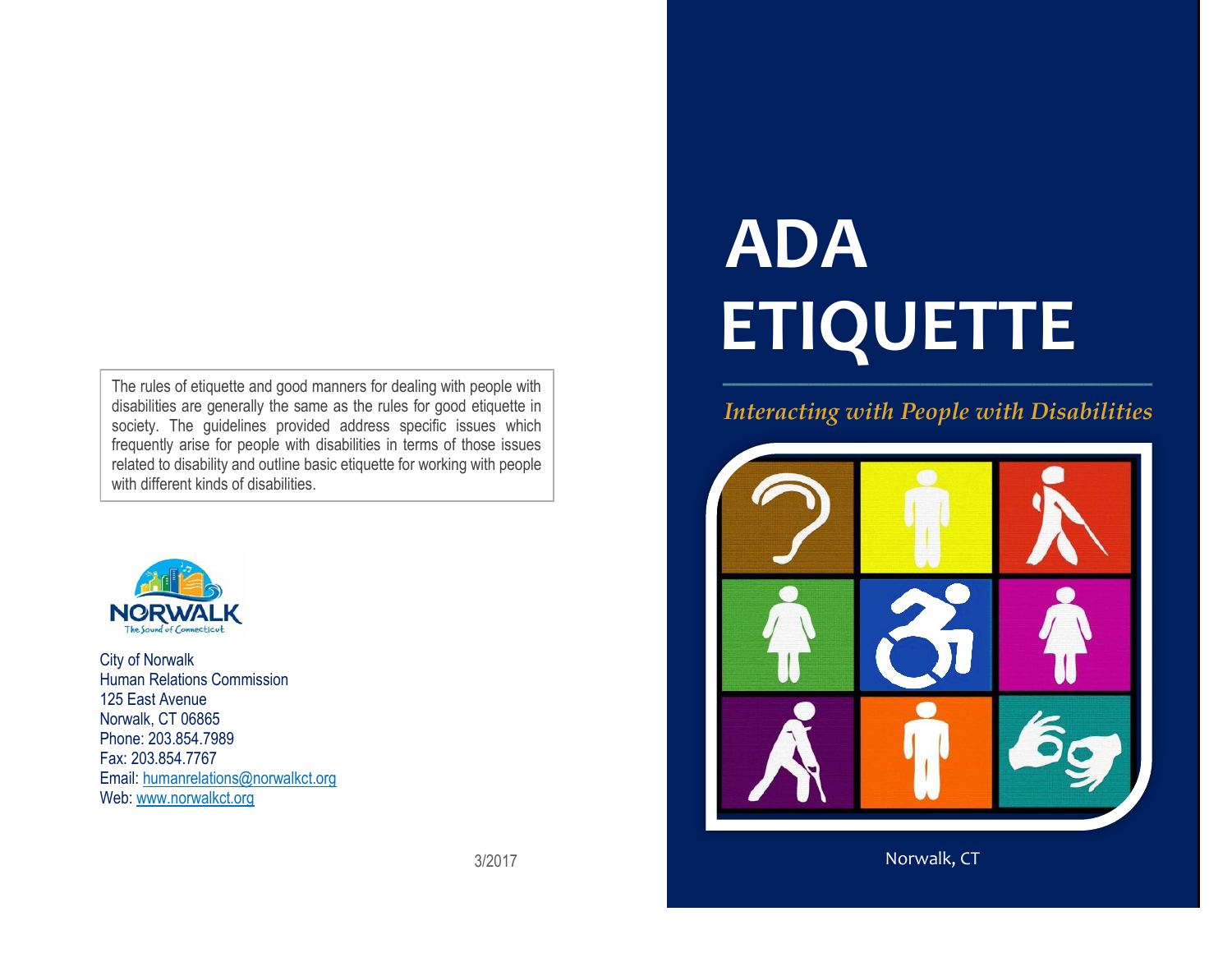# ADA ETIQUETTE

*Interacting with People with Disabilities*

Norwalk, CT

The rules of etiquette and good manners for dealing with people with disabilities are generally the same as the rules for good etiquette in society. The guidelines provided address specific issues which frequently arise for people with disabilities in terms of those issues related to disability and outline basic etiquette for working with people with different kinds of disabilities.

NORWALK
The Sound of Connecticut

City of Norwalk
Human Relations Commission
125 East Avenue
Norwalk, CT 06865
Phone: 203.854.7989
Fax: 203.854.7767
Email: humanrelations@norwalkct.org
Web: www.norwalkct.org

3/2017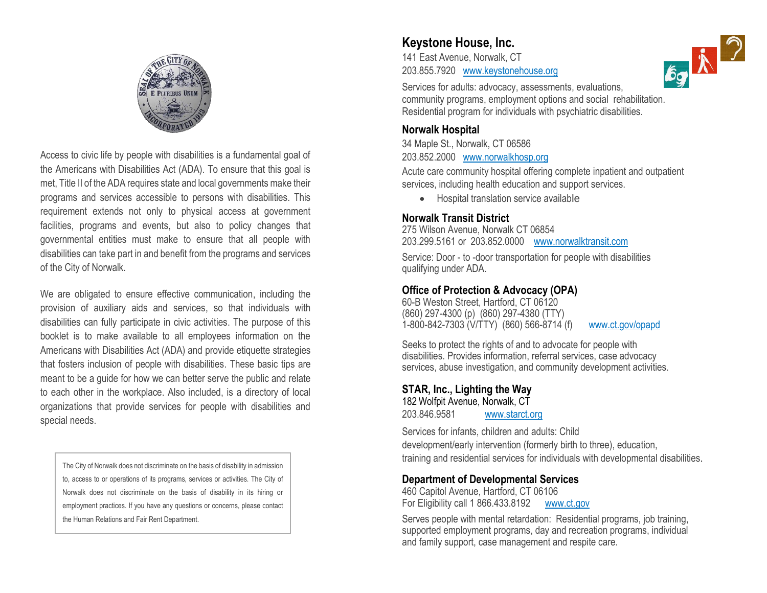Access to civic life by people with disabilities is a fundamental goal of the Americans with Disabilities Act (ADA). To ensure that this goal is met, Title II of the ADA requires state and local governments make their programs and services accessible to persons with disabilities. This requirement extends not only to physical access at government facilities, programs and events, but also to policy changes that governmental entities must make to ensure that all people with disabilities can take part in and benefit from the programs and services of the City of Norwalk.

We are obligated to ensure effective communication, including the provision of auxiliary aids and services, so that individuals with disabilities can fully participate in civic activities. The purpose of this booklet is to make available to all employees information on the Americans with Disabilities Act (ADA) and provide etiquette strategies that fosters inclusion of people with disabilities. These basic tips are meant to be a guide for how we can better serve the public and relate to each other in the workplace. Also included, is a directory of local organizations that provide services for people with disabilities and special needs.

> The City of Norwalk does not discriminate on the basis of disability in admission to, access to or operations of its programs, services or activities. The City of Norwalk does not discriminate on the basis of disability in its hiring or employment practices. If you have any questions or concerns, please contact the Human Relations and Fair Rent Department.

## Keystone House, Inc.

141 East Avenue, Norwalk, CT
203.855.7920 www.keystonehouse.org

Services for adults: advocacy, assessments, evaluations, community programs, employment options and social rehabilitation. Residential program for individuals with psychiatric disabilities.

## Norwalk Hospital

34 Maple St., Norwalk, CT 06586
203.852.2000 www.norwalkhosp.org

Acute care community hospital offering complete inpatient and outpatient services, including health education and support services.

- Hospital translation service available

## Norwalk Transit District

275 Wilson Avenue, Norwalk CT 06854
203.299.5161 or 203.852.0000 www.norwalktransit.com

Service: Door - to -door transportation for people with disabilities qualifying under ADA.

## Office of Protection & Advocacy (OPA)

60-B Weston Street, Hartford, CT 06120
(860) 297-4300 (p) (860) 297-4380 (TTY)
1-800-842-7303 (V/TTY) (860) 566-8714 (f) www.ct.gov/opapd

Seeks to protect the rights of and to advocate for people with disabilities. Provides information, referral services, case advocacy services, abuse investigation, and community development activities.

## STAR, Inc., Lighting the Way

182 Wolfpit Avenue, Norwalk, CT
203.846.9581 www.starct.org

Services for infants, children and adults: Child development/early intervention (formerly birth to three), education, training and residential services for individuals with developmental disabilities.

## Department of Developmental Services

460 Capitol Avenue, Hartford, CT 06106
For Eligibility call 1 866.433.8192 www.ct.gov

Serves people with mental retardation: Residential programs, job training, supported employment programs, day and recreation programs, individual and family support, case management and respite care.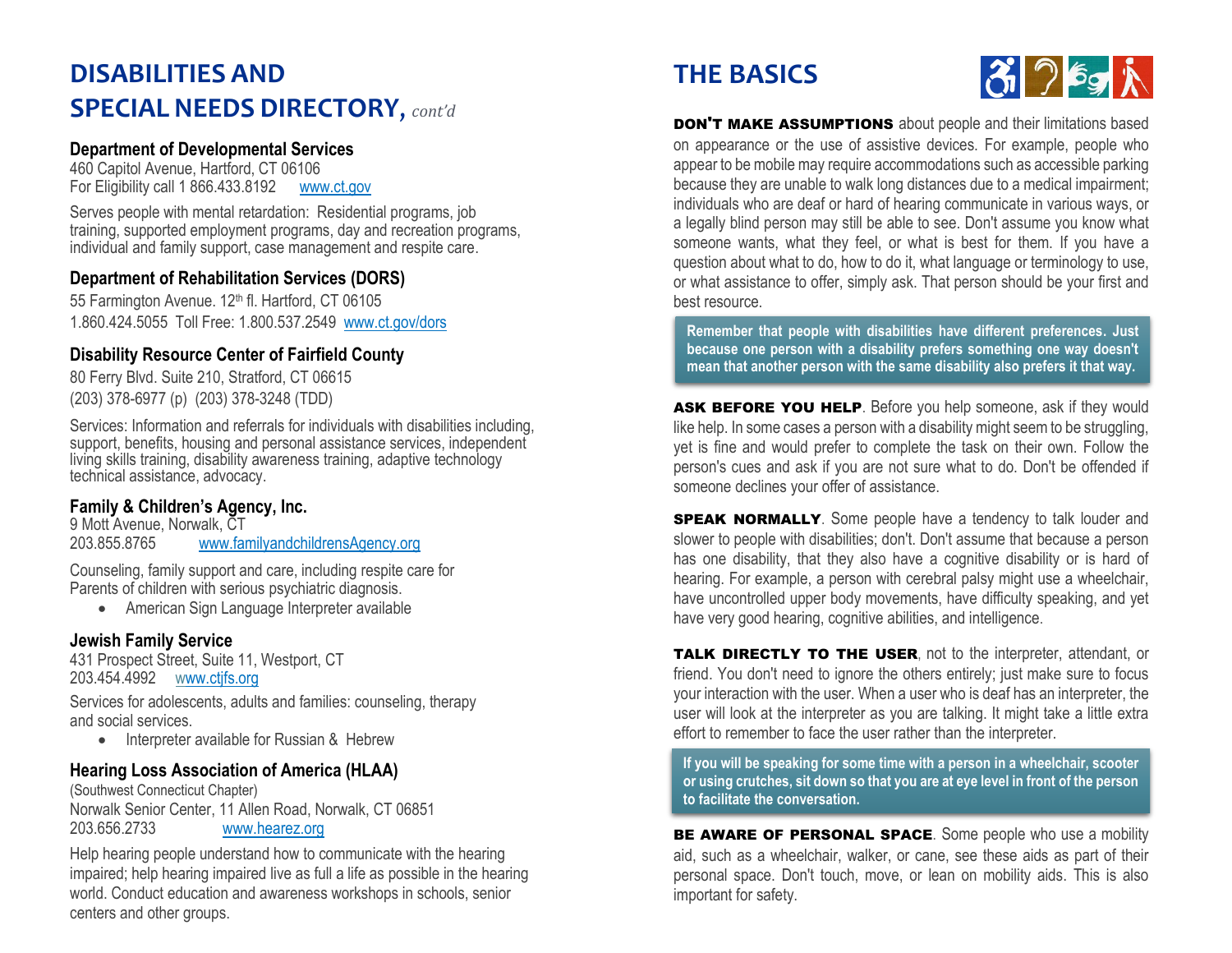# DISABILITIES AND SPECIAL NEEDS DIRECTORY, *cont'd*

### Department of Developmental Services

460 Capitol Avenue, Hartford, CT 06106
For Eligibility call 1 866.433.8192 www.ct.gov

Serves people with mental retardation: Residential programs, job training, supported employment programs, day and recreation programs, individual and family support, case management and respite care.

### Department of Rehabilitation Services (DORS)

55 Farmington Avenue. 12th fl. Hartford, CT 06105
1.860.424.5055 Toll Free: 1.800.537.2549 www.ct.gov/dors

### Disability Resource Center of Fairfield County

80 Ferry Blvd. Suite 210, Stratford, CT 06615
(203) 378-6977 (p) (203) 378-3248 (TDD)

Services: Information and referrals for individuals with disabilities including, support, benefits, housing and personal assistance services, independent living skills training, disability awareness training, adaptive technology technical assistance, advocacy.

### Family & Children's Agency, Inc.

9 Mott Avenue, Norwalk, CT
203.855.8765 www.familyandchildrensAgency.org

Counseling, family support and care, including respite care for Parents of children with serious psychiatric diagnosis.

- American Sign Language Interpreter available

### Jewish Family Service

431 Prospect Street, Suite 11, Westport, CT
203.454.4992 www.ctjfs.org

Services for adolescents, adults and families: counseling, therapy and social services.

- Interpreter available for Russian & Hebrew

### Hearing Loss Association of America (HLAA)

(Southwest Connecticut Chapter)
Norwalk Senior Center, 11 Allen Road, Norwalk, CT 06851
203.656.2733 www.hearez.org

Help hearing people understand how to communicate with the hearing impaired; help hearing impaired live as full a life as possible in the hearing world. Conduct education and awareness workshops in schools, senior centers and other groups.

# THE BASICS

**DON'T MAKE ASSUMPTIONS** about people and their limitations based on appearance or the use of assistive devices. For example, people who appear to be mobile may require accommodations such as accessible parking because they are unable to walk long distances due to a medical impairment; individuals who are deaf or hard of hearing communicate in various ways, or a legally blind person may still be able to see. Don't assume you know what someone wants, what they feel, or what is best for them. If you have a question about what to do, how to do it, what language or terminology to use, or what assistance to offer, simply ask. That person should be your first and best resource.

**Remember that people with disabilities have different preferences. Just because one person with a disability prefers something one way doesn't mean that another person with the same disability also prefers it that way.**

**ASK BEFORE YOU HELP**. Before you help someone, ask if they would like help. In some cases a person with a disability might seem to be struggling, yet is fine and would prefer to complete the task on their own. Follow the person's cues and ask if you are not sure what to do. Don't be offended if someone declines your offer of assistance.

**SPEAK NORMALLY**. Some people have a tendency to talk louder and slower to people with disabilities; don't. Don't assume that because a person has one disability, that they also have a cognitive disability or is hard of hearing. For example, a person with cerebral palsy might use a wheelchair, have uncontrolled upper body movements, have difficulty speaking, and yet have very good hearing, cognitive abilities, and intelligence.

**TALK DIRECTLY TO THE USER**, not to the interpreter, attendant, or friend. You don't need to ignore the others entirely; just make sure to focus your interaction with the user. When a user who is deaf has an interpreter, the user will look at the interpreter as you are talking. It might take a little extra effort to remember to face the user rather than the interpreter.

**If you will be speaking for some time with a person in a wheelchair, scooter or using crutches, sit down so that you are at eye level in front of the person to facilitate the conversation.**

**BE AWARE OF PERSONAL SPACE**. Some people who use a mobility aid, such as a wheelchair, walker, or cane, see these aids as part of their personal space. Don't touch, move, or lean on mobility aids. This is also important for safety.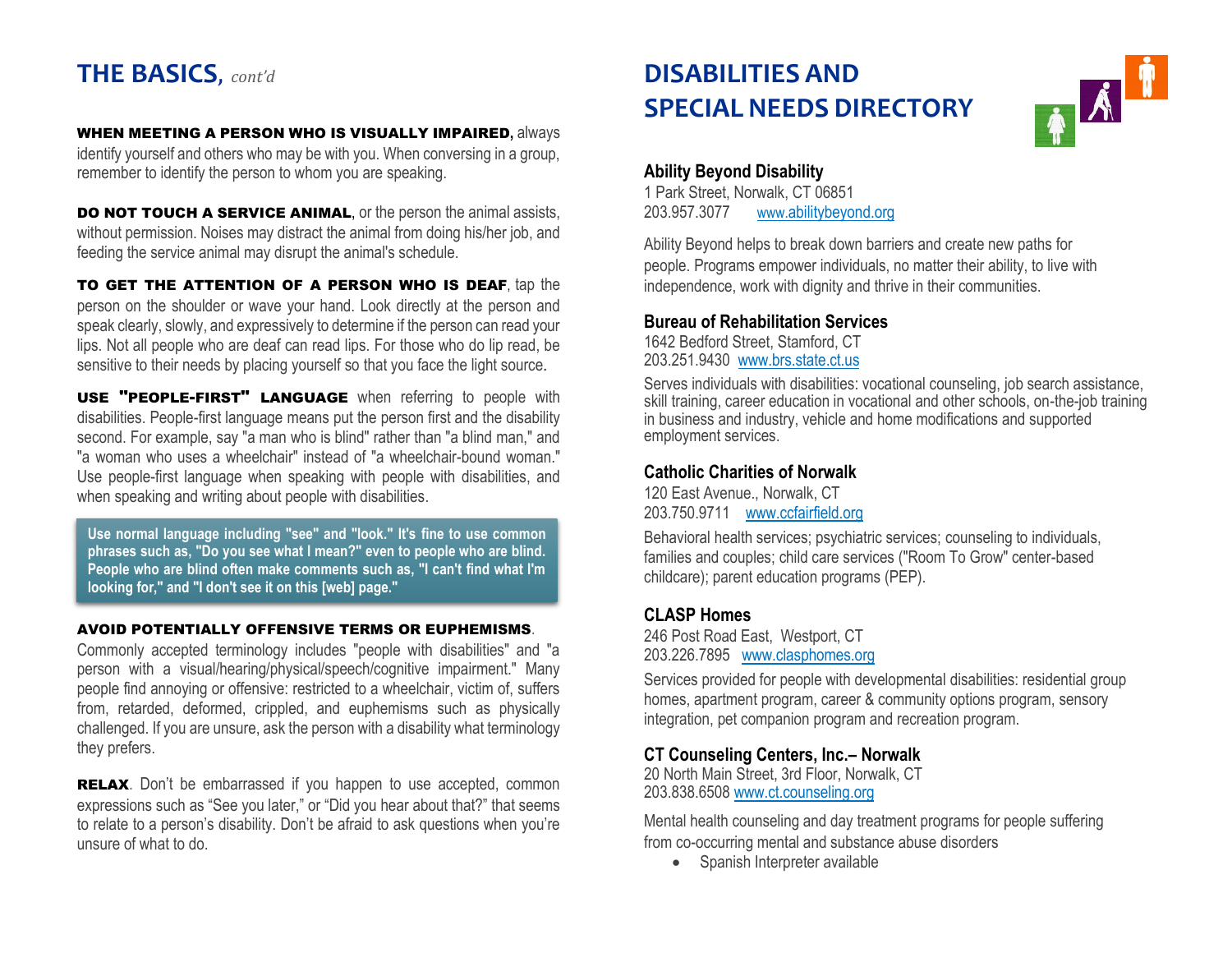## THE BASICS, *cont'd*

**WHEN MEETING A PERSON WHO IS VISUALLY IMPAIRED,** always identify yourself and others who may be with you. When conversing in a group, remember to identify the person to whom you are speaking.

**DO NOT TOUCH A SERVICE ANIMAL**, or the person the animal assists, without permission. Noises may distract the animal from doing his/her job, and feeding the service animal may disrupt the animal's schedule.

**TO GET THE ATTENTION OF A PERSON WHO IS DEAF**, tap the person on the shoulder or wave your hand. Look directly at the person and speak clearly, slowly, and expressively to determine if the person can read your lips. Not all people who are deaf can read lips. For those who do lip read, be sensitive to their needs by placing yourself so that you face the light source.

**USE "PEOPLE-FIRST" LANGUAGE** when referring to people with disabilities. People-first language means put the person first and the disability second. For example, say "a man who is blind" rather than "a blind man," and "a woman who uses a wheelchair" instead of "a wheelchair-bound woman." Use people-first language when speaking with people with disabilities, and when speaking and writing about people with disabilities.

**Use normal language including "see" and "look." It's fine to use common phrases such as, "Do you see what I mean?" even to people who are blind. People who are blind often make comments such as, "I can't find what I'm looking for," and "I don't see it on this [web] page."**

**AVOID POTENTIALLY OFFENSIVE TERMS OR EUPHEMISMS**. Commonly accepted terminology includes "people with disabilities" and "a person with a visual/hearing/physical/speech/cognitive impairment." Many people find annoying or offensive: restricted to a wheelchair, victim of, suffers from, retarded, deformed, crippled, and euphemisms such as physically challenged. If you are unsure, ask the person with a disability what terminology they prefers.

**RELAX**. Don't be embarrassed if you happen to use accepted, common expressions such as "See you later," or "Did you hear about that?" that seems to relate to a person's disability. Don't be afraid to ask questions when you're unsure of what to do.

## DISABILITIES AND SPECIAL NEEDS DIRECTORY

### Ability Beyond Disability
1 Park Street, Norwalk, CT 06851
203.957.3077 www.abilitybeyond.org

Ability Beyond helps to break down barriers and create new paths for people. Programs empower individuals, no matter their ability, to live with independence, work with dignity and thrive in their communities.

### Bureau of Rehabilitation Services
1642 Bedford Street, Stamford, CT
203.251.9430 www.brs.state.ct.us

Serves individuals with disabilities: vocational counseling, job search assistance, skill training, career education in vocational and other schools, on-the-job training in business and industry, vehicle and home modifications and supported employment services.

### Catholic Charities of Norwalk
120 East Avenue., Norwalk, CT
203.750.9711 www.ccfairfield.org

Behavioral health services; psychiatric services; counseling to individuals, families and couples; child care services ("Room To Grow" center-based childcare); parent education programs (PEP).

### CLASP Homes
246 Post Road East, Westport, CT
203.226.7895 www.clasphomes.org

Services provided for people with developmental disabilities: residential group homes, apartment program, career & community options program, sensory integration, pet companion program and recreation program.

### CT Counseling Centers, Inc.– Norwalk
20 North Main Street, 3rd Floor, Norwalk, CT
203.838.6508 www.ct.counseling.org

Mental health counseling and day treatment programs for people suffering from co-occurring mental and substance abuse disorders

- Spanish Interpreter available